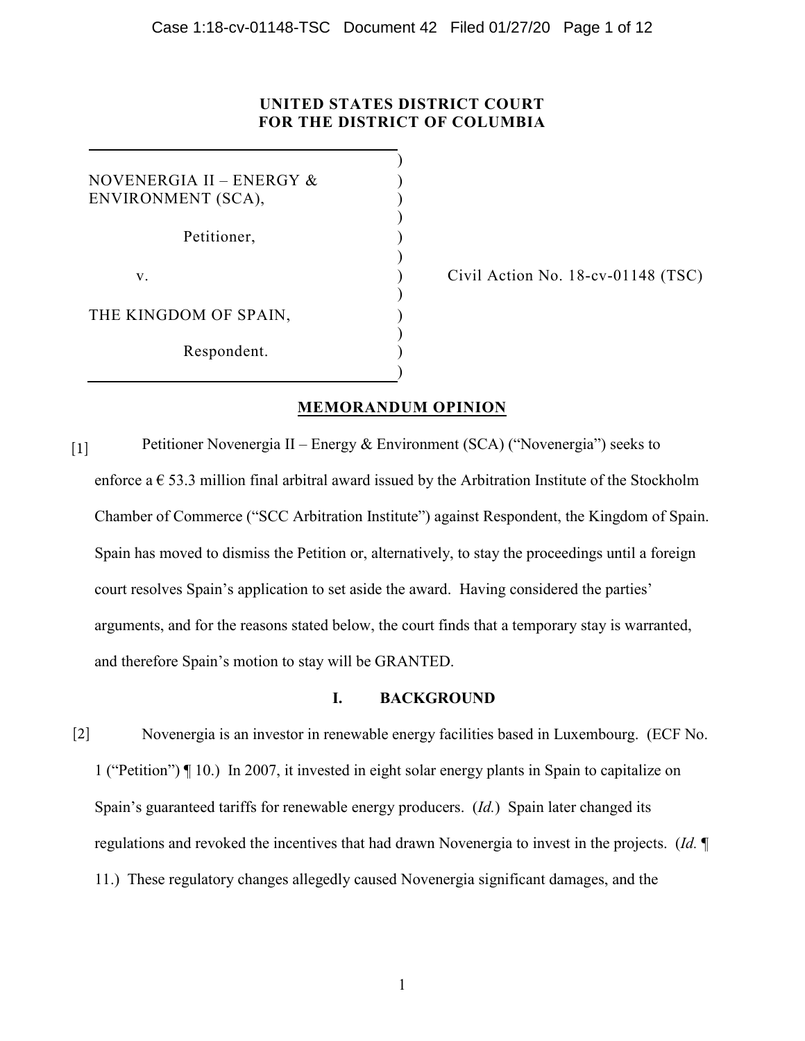**UNITED STATES DISTRICT COURT**
**FOR THE DISTRICT OF COLUMBIA**

NOVENERGIA II – ENERGY & ENVIRONMENT (SCA),

Petitioner,

v.

THE KINGDOM OF SPAIN,

Respondent.

Civil Action No. 18-cv-01148 (TSC)

## MEMORANDUM OPINION

[1] Petitioner Novenergia II – Energy & Environment (SCA) ("Novenergia") seeks to enforce a € 53.3 million final arbitral award issued by the Arbitration Institute of the Stockholm Chamber of Commerce ("SCC Arbitration Institute") against Respondent, the Kingdom of Spain. Spain has moved to dismiss the Petition or, alternatively, to stay the proceedings until a foreign court resolves Spain's application to set aside the award. Having considered the parties' arguments, and for the reasons stated below, the court finds that a temporary stay is warranted, and therefore Spain's motion to stay will be GRANTED.

## I. BACKGROUND

[2] Novenergia is an investor in renewable energy facilities based in Luxembourg. (ECF No. 1 ("Petition") ¶ 10.) In 2007, it invested in eight solar energy plants in Spain to capitalize on Spain's guaranteed tariffs for renewable energy producers. (*Id.*) Spain later changed its regulations and revoked the incentives that had drawn Novenergia to invest in the projects. (*Id.* ¶ 11.) These regulatory changes allegedly caused Novenergia significant damages, and the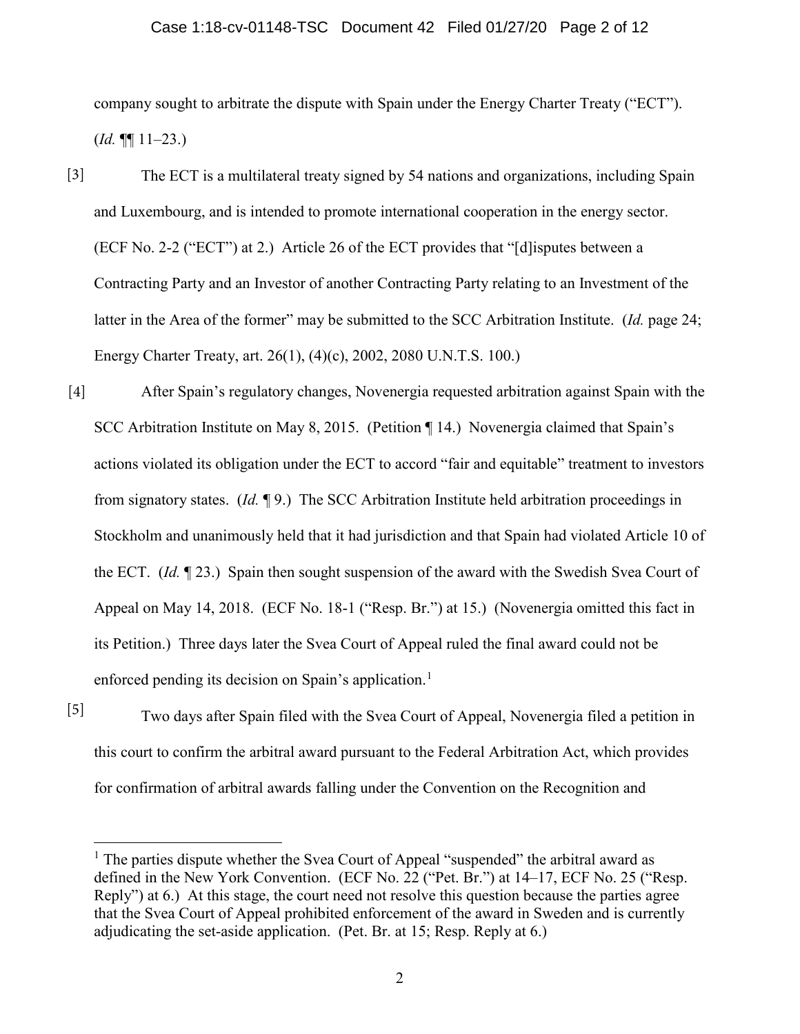company sought to arbitrate the dispute with Spain under the Energy Charter Treaty ("ECT"). (*Id.* ¶¶ 11–23.)

[3] The ECT is a multilateral treaty signed by 54 nations and organizations, including Spain and Luxembourg, and is intended to promote international cooperation in the energy sector. (ECF No. 2-2 ("ECT") at 2.) Article 26 of the ECT provides that "[d]isputes between a Contracting Party and an Investor of another Contracting Party relating to an Investment of the latter in the Area of the former" may be submitted to the SCC Arbitration Institute. (*Id.* page 24; Energy Charter Treaty, art. 26(1), (4)(c), 2002, 2080 U.N.T.S. 100.)

[4] After Spain's regulatory changes, Novenergia requested arbitration against Spain with the SCC Arbitration Institute on May 8, 2015. (Petition ¶ 14.) Novenergia claimed that Spain's actions violated its obligation under the ECT to accord "fair and equitable" treatment to investors from signatory states. (*Id.* ¶ 9.) The SCC Arbitration Institute held arbitration proceedings in Stockholm and unanimously held that it had jurisdiction and that Spain had violated Article 10 of the ECT. (*Id.* ¶ 23.) Spain then sought suspension of the award with the Swedish Svea Court of Appeal on May 14, 2018. (ECF No. 18-1 ("Resp. Br.") at 15.) (Novenergia omitted this fact in its Petition.) Three days later the Svea Court of Appeal ruled the final award could not be enforced pending its decision on Spain's application.[1]

[5] Two days after Spain filed with the Svea Court of Appeal, Novenergia filed a petition in this court to confirm the arbitral award pursuant to the Federal Arbitration Act, which provides for confirmation of arbitral awards falling under the Convention on the Recognition and

---

[1] The parties dispute whether the Svea Court of Appeal "suspended" the arbitral award as defined in the New York Convention. (ECF No. 22 ("Pet. Br.") at 14–17, ECF No. 25 ("Resp. Reply") at 6.) At this stage, the court need not resolve this question because the parties agree that the Svea Court of Appeal prohibited enforcement of the award in Sweden and is currently adjudicating the set-aside application. (Pet. Br. at 15; Resp. Reply at 6.)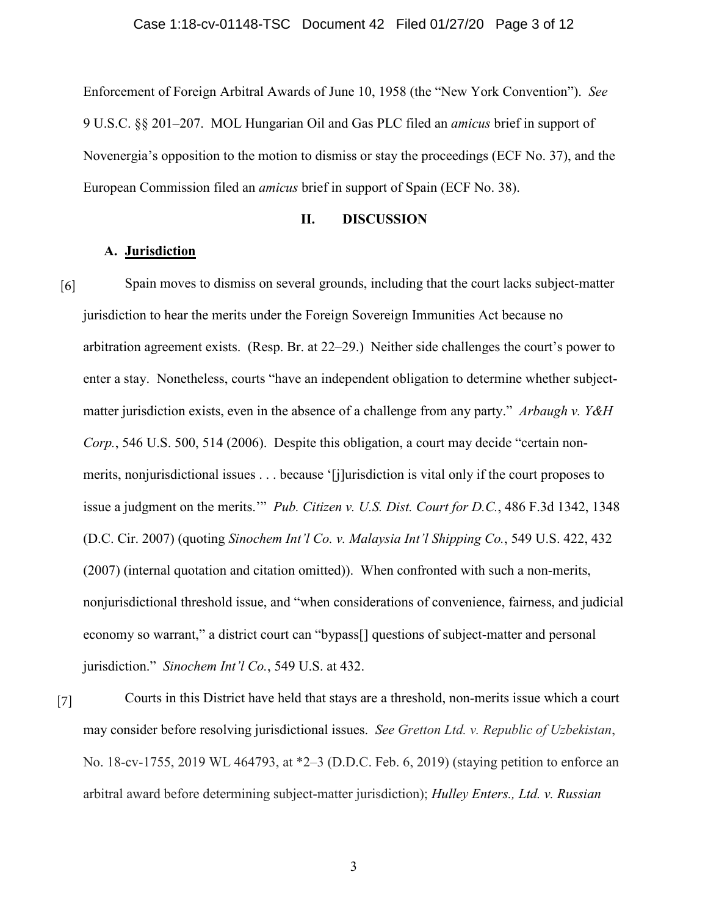Enforcement of Foreign Arbitral Awards of June 10, 1958 (the "New York Convention"). *See* 9 U.S.C. §§ 201–207. MOL Hungarian Oil and Gas PLC filed an *amicus* brief in support of Novenergia's opposition to the motion to dismiss or stay the proceedings (ECF No. 37), and the European Commission filed an *amicus* brief in support of Spain (ECF No. 38).

## II. DISCUSSION

### A. Jurisdiction

[6] Spain moves to dismiss on several grounds, including that the court lacks subject-matter jurisdiction to hear the merits under the Foreign Sovereign Immunities Act because no arbitration agreement exists. (Resp. Br. at 22–29.) Neither side challenges the court's power to enter a stay. Nonetheless, courts "have an independent obligation to determine whether subject-matter jurisdiction exists, even in the absence of a challenge from any party." *Arbaugh v. Y&H Corp.*, 546 U.S. 500, 514 (2006). Despite this obligation, a court may decide "certain non-merits, nonjurisdictional issues . . . because '[j]urisdiction is vital only if the court proposes to issue a judgment on the merits.'" *Pub. Citizen v. U.S. Dist. Court for D.C.*, 486 F.3d 1342, 1348 (D.C. Cir. 2007) (quoting *Sinochem Int'l Co. v. Malaysia Int'l Shipping Co.*, 549 U.S. 422, 432 (2007) (internal quotation and citation omitted)). When confronted with such a non-merits, nonjurisdictional threshold issue, and "when considerations of convenience, fairness, and judicial economy so warrant," a district court can "bypass[] questions of subject-matter and personal jurisdiction." *Sinochem Int'l Co.*, 549 U.S. at 432.

[7] Courts in this District have held that stays are a threshold, non-merits issue which a court may consider before resolving jurisdictional issues. *See Gretton Ltd. v. Republic of Uzbekistan*, No. 18-cv-1755, 2019 WL 464793, at *2–3 (D.D.C. Feb. 6, 2019) (staying petition to enforce an arbitral award before determining subject-matter jurisdiction); *Hulley Enters., Ltd. v. Russian*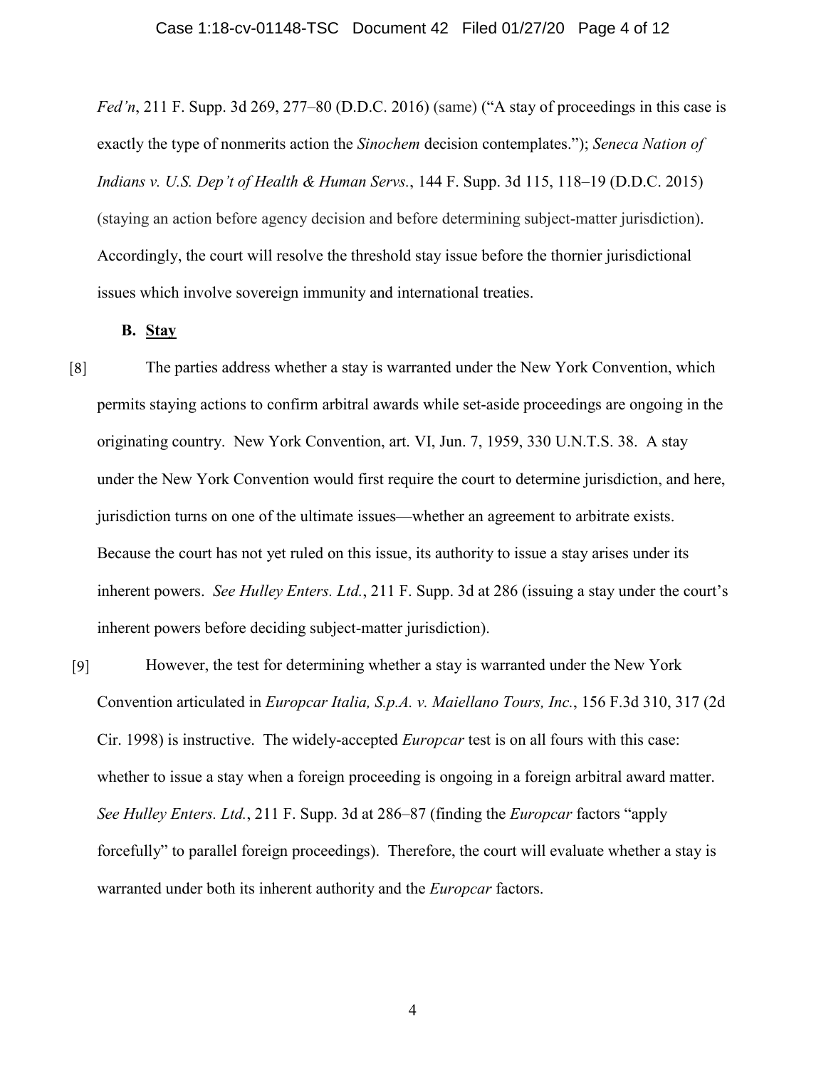*Fed'n*, 211 F. Supp. 3d 269, 277–80 (D.D.C. 2016) (same) ("A stay of proceedings in this case is exactly the type of nonmerits action the *Sinochem* decision contemplates."); *Seneca Nation of Indians v. U.S. Dep't of Health & Human Servs.*, 144 F. Supp. 3d 115, 118–19 (D.D.C. 2015) (staying an action before agency decision and before determining subject-matter jurisdiction). Accordingly, the court will resolve the threshold stay issue before the thornier jurisdictional issues which involve sovereign immunity and international treaties.

**B. Stay**

[8] The parties address whether a stay is warranted under the New York Convention, which permits staying actions to confirm arbitral awards while set-aside proceedings are ongoing in the originating country. New York Convention, art. VI, Jun. 7, 1959, 330 U.N.T.S. 38. A stay under the New York Convention would first require the court to determine jurisdiction, and here, jurisdiction turns on one of the ultimate issues—whether an agreement to arbitrate exists. Because the court has not yet ruled on this issue, its authority to issue a stay arises under its inherent powers. *See Hulley Enters. Ltd.*, 211 F. Supp. 3d at 286 (issuing a stay under the court's inherent powers before deciding subject-matter jurisdiction).

[9] However, the test for determining whether a stay is warranted under the New York Convention articulated in *Europcar Italia, S.p.A. v. Maiellano Tours, Inc.*, 156 F.3d 310, 317 (2d Cir. 1998) is instructive. The widely-accepted *Europcar* test is on all fours with this case: whether to issue a stay when a foreign proceeding is ongoing in a foreign arbitral award matter. *See Hulley Enters. Ltd.*, 211 F. Supp. 3d at 286–87 (finding the *Europcar* factors "apply forcefully" to parallel foreign proceedings). Therefore, the court will evaluate whether a stay is warranted under both its inherent authority and the *Europcar* factors.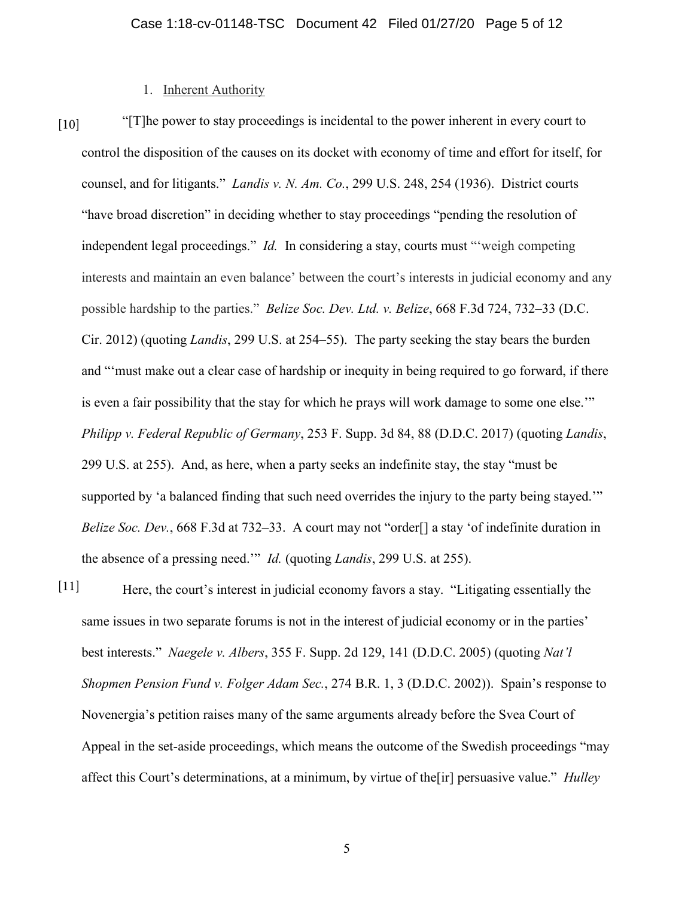1. Inherent Authority

[10] "[T]he power to stay proceedings is incidental to the power inherent in every court to control the disposition of the causes on its docket with economy of time and effort for itself, for counsel, and for litigants." *Landis v. N. Am. Co.*, 299 U.S. 248, 254 (1936). District courts "have broad discretion" in deciding whether to stay proceedings "pending the resolution of independent legal proceedings." *Id.* In considering a stay, courts must "'weigh competing interests and maintain an even balance' between the court's interests in judicial economy and any possible hardship to the parties." *Belize Soc. Dev. Ltd. v. Belize*, 668 F.3d 724, 732–33 (D.C. Cir. 2012) (quoting *Landis*, 299 U.S. at 254–55). The party seeking the stay bears the burden and "'must make out a clear case of hardship or inequity in being required to go forward, if there is even a fair possibility that the stay for which he prays will work damage to some one else.'" *Philipp v. Federal Republic of Germany*, 253 F. Supp. 3d 84, 88 (D.D.C. 2017) (quoting *Landis*, 299 U.S. at 255). And, as here, when a party seeks an indefinite stay, the stay "must be supported by 'a balanced finding that such need overrides the injury to the party being stayed.'" *Belize Soc. Dev.*, 668 F.3d at 732–33. A court may not "order[] a stay 'of indefinite duration in the absence of a pressing need.'" *Id.* (quoting *Landis*, 299 U.S. at 255).

[11] Here, the court's interest in judicial economy favors a stay. "Litigating essentially the same issues in two separate forums is not in the interest of judicial economy or in the parties' best interests." *Naegele v. Albers*, 355 F. Supp. 2d 129, 141 (D.D.C. 2005) (quoting *Nat'l Shopmen Pension Fund v. Folger Adam Sec.*, 274 B.R. 1, 3 (D.D.C. 2002)). Spain's response to Novenergia's petition raises many of the same arguments already before the Svea Court of Appeal in the set-aside proceedings, which means the outcome of the Swedish proceedings "may affect this Court's determinations, at a minimum, by virtue of the[ir] persuasive value." *Hulley*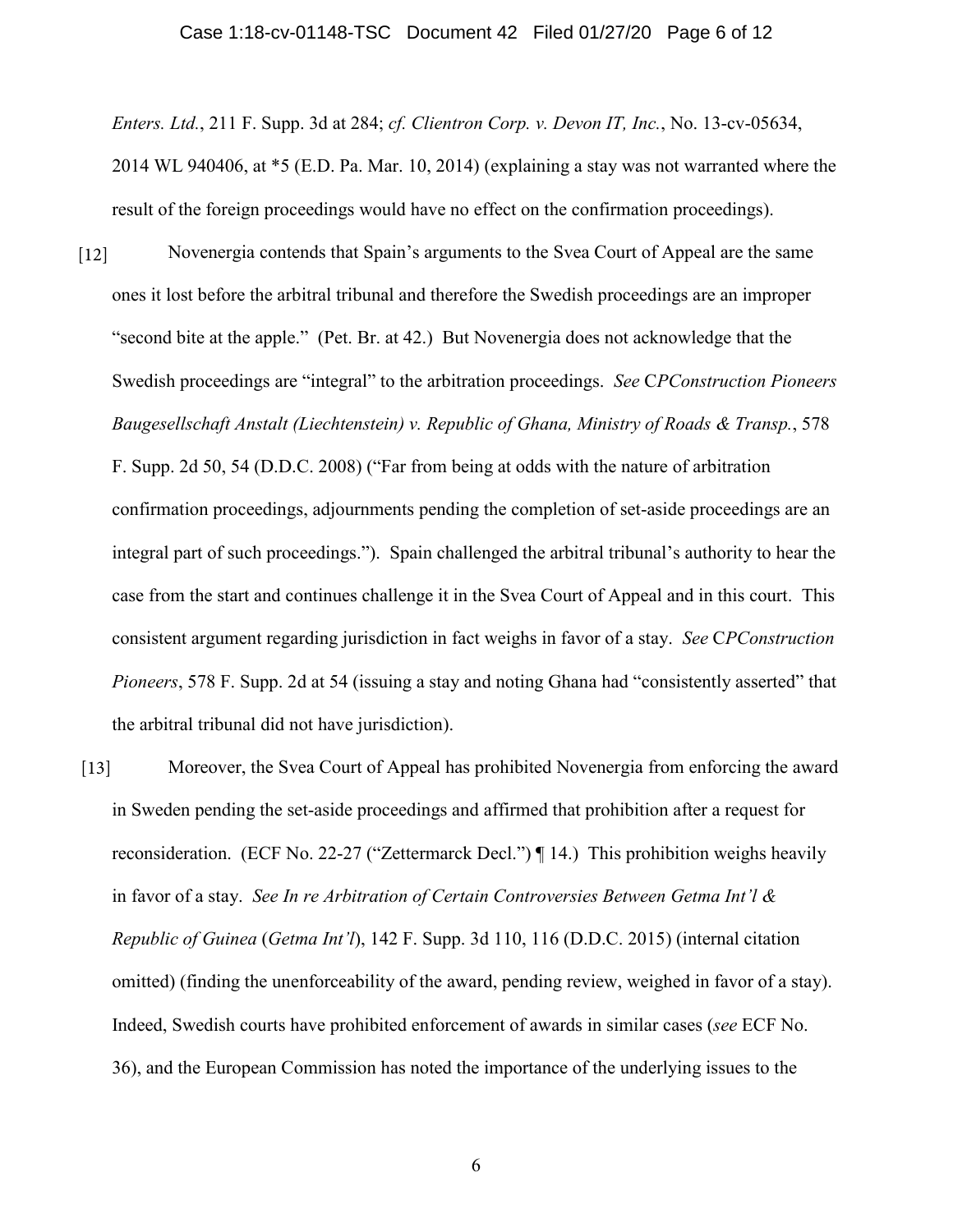*Enters. Ltd.*, 211 F. Supp. 3d at 284; *cf. Clientron Corp. v. Devon IT, Inc.*, No. 13-cv-05634, 2014 WL 940406, at *5 (E.D. Pa. Mar. 10, 2014) (explaining a stay was not warranted where the result of the foreign proceedings would have no effect on the confirmation proceedings).

[12] Novenergia contends that Spain's arguments to the Svea Court of Appeal are the same ones it lost before the arbitral tribunal and therefore the Swedish proceedings are an improper "second bite at the apple." (Pet. Br. at 42.) But Novenergia does not acknowledge that the Swedish proceedings are "integral" to the arbitration proceedings. *See* C*PConstruction Pioneers Baugesellschaft Anstalt (Liechtenstein) v. Republic of Ghana, Ministry of Roads & Transp.*, 578 F. Supp. 2d 50, 54 (D.D.C. 2008) ("Far from being at odds with the nature of arbitration confirmation proceedings, adjournments pending the completion of set-aside proceedings are an integral part of such proceedings."). Spain challenged the arbitral tribunal's authority to hear the case from the start and continues challenge it in the Svea Court of Appeal and in this court. This consistent argument regarding jurisdiction in fact weighs in favor of a stay. *See* C*PConstruction Pioneers*, 578 F. Supp. 2d at 54 (issuing a stay and noting Ghana had "consistently asserted" that the arbitral tribunal did not have jurisdiction).

[13] Moreover, the Svea Court of Appeal has prohibited Novenergia from enforcing the award in Sweden pending the set-aside proceedings and affirmed that prohibition after a request for reconsideration. (ECF No. 22-27 ("Zettermarck Decl.") ¶ 14.) This prohibition weighs heavily in favor of a stay. *See In re Arbitration of Certain Controversies Between Getma Int'l & Republic of Guinea* (*Getma Int'l*), 142 F. Supp. 3d 110, 116 (D.D.C. 2015) (internal citation omitted) (finding the unenforceability of the award, pending review, weighed in favor of a stay). Indeed, Swedish courts have prohibited enforcement of awards in similar cases (*see* ECF No. 36), and the European Commission has noted the importance of the underlying issues to the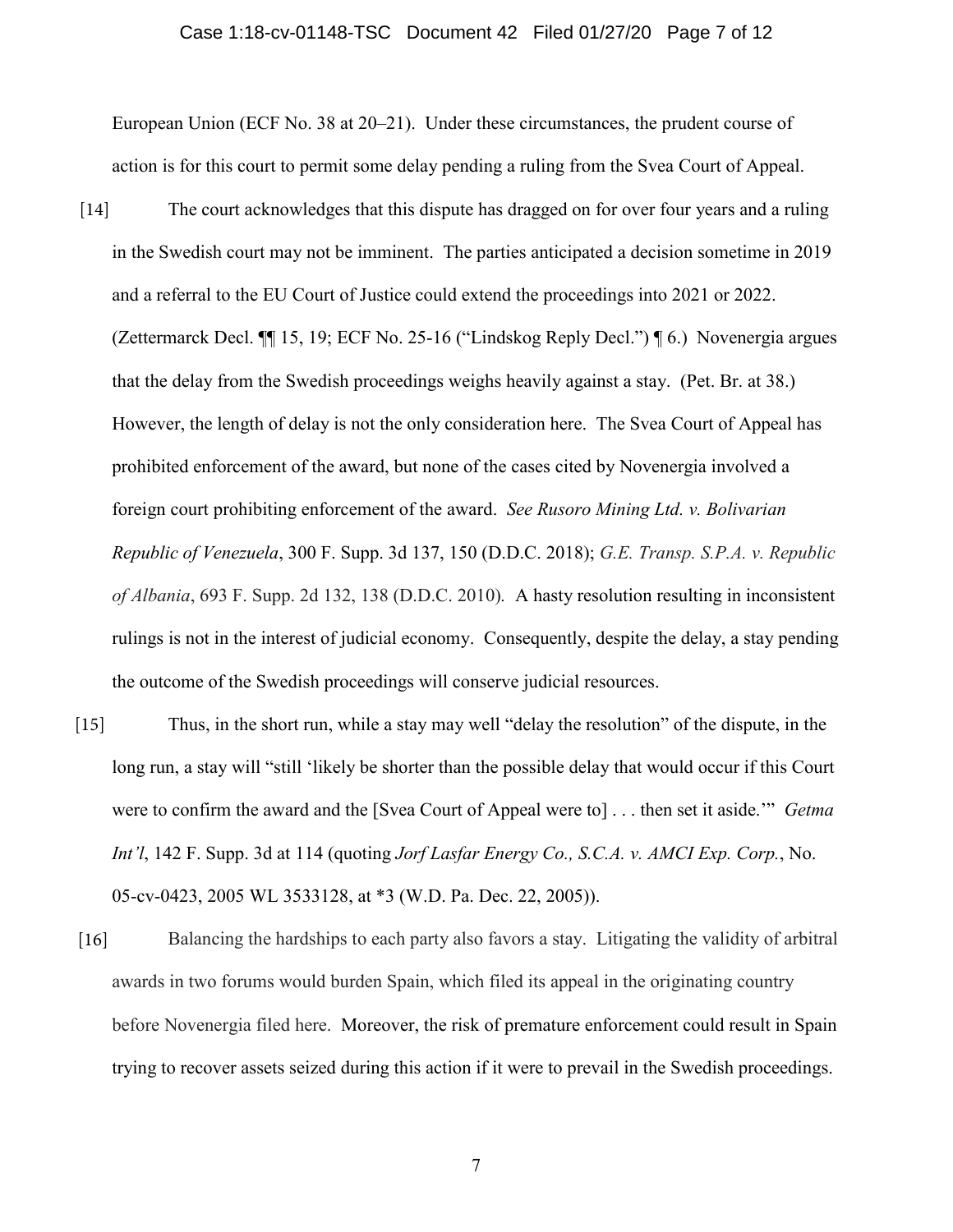European Union (ECF No. 38 at 20–21). Under these circumstances, the prudent course of action is for this court to permit some delay pending a ruling from the Svea Court of Appeal.

[14] The court acknowledges that this dispute has dragged on for over four years and a ruling in the Swedish court may not be imminent. The parties anticipated a decision sometime in 2019 and a referral to the EU Court of Justice could extend the proceedings into 2021 or 2022. (Zettermarck Decl. ¶¶ 15, 19; ECF No. 25-16 ("Lindskog Reply Decl.") ¶ 6.) Novenergia argues that the delay from the Swedish proceedings weighs heavily against a stay. (Pet. Br. at 38.) However, the length of delay is not the only consideration here. The Svea Court of Appeal has prohibited enforcement of the award, but none of the cases cited by Novenergia involved a foreign court prohibiting enforcement of the award. *See Rusoro Mining Ltd. v. Bolivarian Republic of Venezuela*, 300 F. Supp. 3d 137, 150 (D.D.C. 2018); *G.E. Transp. S.P.A. v. Republic of Albania*, 693 F. Supp. 2d 132, 138 (D.D.C. 2010). A hasty resolution resulting in inconsistent rulings is not in the interest of judicial economy. Consequently, despite the delay, a stay pending the outcome of the Swedish proceedings will conserve judicial resources.

[15] Thus, in the short run, while a stay may well "delay the resolution" of the dispute, in the long run, a stay will "still 'likely be shorter than the possible delay that would occur if this Court were to confirm the award and the [Svea Court of Appeal were to] . . . then set it aside.'" *Getma Int'l*, 142 F. Supp. 3d at 114 (quoting *Jorf Lasfar Energy Co., S.C.A. v. AMCI Exp. Corp.*, No. 05-cv-0423, 2005 WL 3533128, at *3 (W.D. Pa. Dec. 22, 2005)).

[16] Balancing the hardships to each party also favors a stay. Litigating the validity of arbitral awards in two forums would burden Spain, which filed its appeal in the originating country before Novenergia filed here. Moreover, the risk of premature enforcement could result in Spain trying to recover assets seized during this action if it were to prevail in the Swedish proceedings.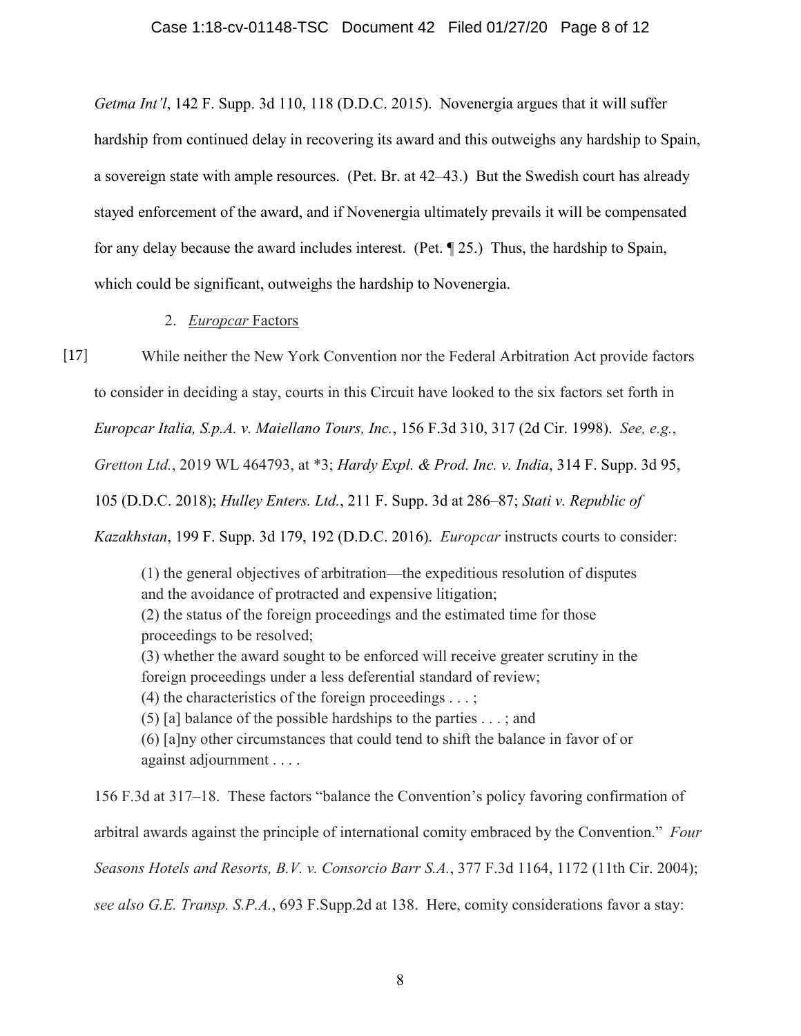*Getma Int'l*, 142 F. Supp. 3d 110, 118 (D.D.C. 2015). Novenergia argues that it will suffer hardship from continued delay in recovering its award and this outweighs any hardship to Spain, a sovereign state with ample resources. (Pet. Br. at 42–43.) But the Swedish court has already stayed enforcement of the award, and if Novenergia ultimately prevails it will be compensated for any delay because the award includes interest. (Pet. ¶ 25.) Thus, the hardship to Spain, which could be significant, outweighs the hardship to Novenergia.

2. *Europcar* Factors

[17] While neither the New York Convention nor the Federal Arbitration Act provide factors to consider in deciding a stay, courts in this Circuit have looked to the six factors set forth in *Europcar Italia, S.p.A. v. Maiellano Tours, Inc.*, 156 F.3d 310, 317 (2d Cir. 1998). *See, e.g.*, *Gretton Ltd.*, 2019 WL 464793, at *3; *Hardy Expl. & Prod. Inc. v. India*, 314 F. Supp. 3d 95, 105 (D.D.C. 2018); *Hulley Enters. Ltd.*, 211 F. Supp. 3d at 286–87; *Stati v. Republic of Kazakhstan*, 199 F. Supp. 3d 179, 192 (D.D.C. 2016). *Europcar* instructs courts to consider:

> (1) the general objectives of arbitration—the expeditious resolution of disputes and the avoidance of protracted and expensive litigation;
> (2) the status of the foreign proceedings and the estimated time for those proceedings to be resolved;
> (3) whether the award sought to be enforced will receive greater scrutiny in the foreign proceedings under a less deferential standard of review;
> (4) the characteristics of the foreign proceedings . . . ;
> (5) [a] balance of the possible hardships to the parties . . . ; and
> (6) [a]ny other circumstances that could tend to shift the balance in favor of or against adjournment . . . .

156 F.3d at 317–18. These factors "balance the Convention's policy favoring confirmation of arbitral awards against the principle of international comity embraced by the Convention." *Four Seasons Hotels and Resorts, B.V. v. Consorcio Barr S.A.*, 377 F.3d 1164, 1172 (11th Cir. 2004); *see also G.E. Transp. S.P.A.*, 693 F.Supp.2d at 138. Here, comity considerations favor a stay: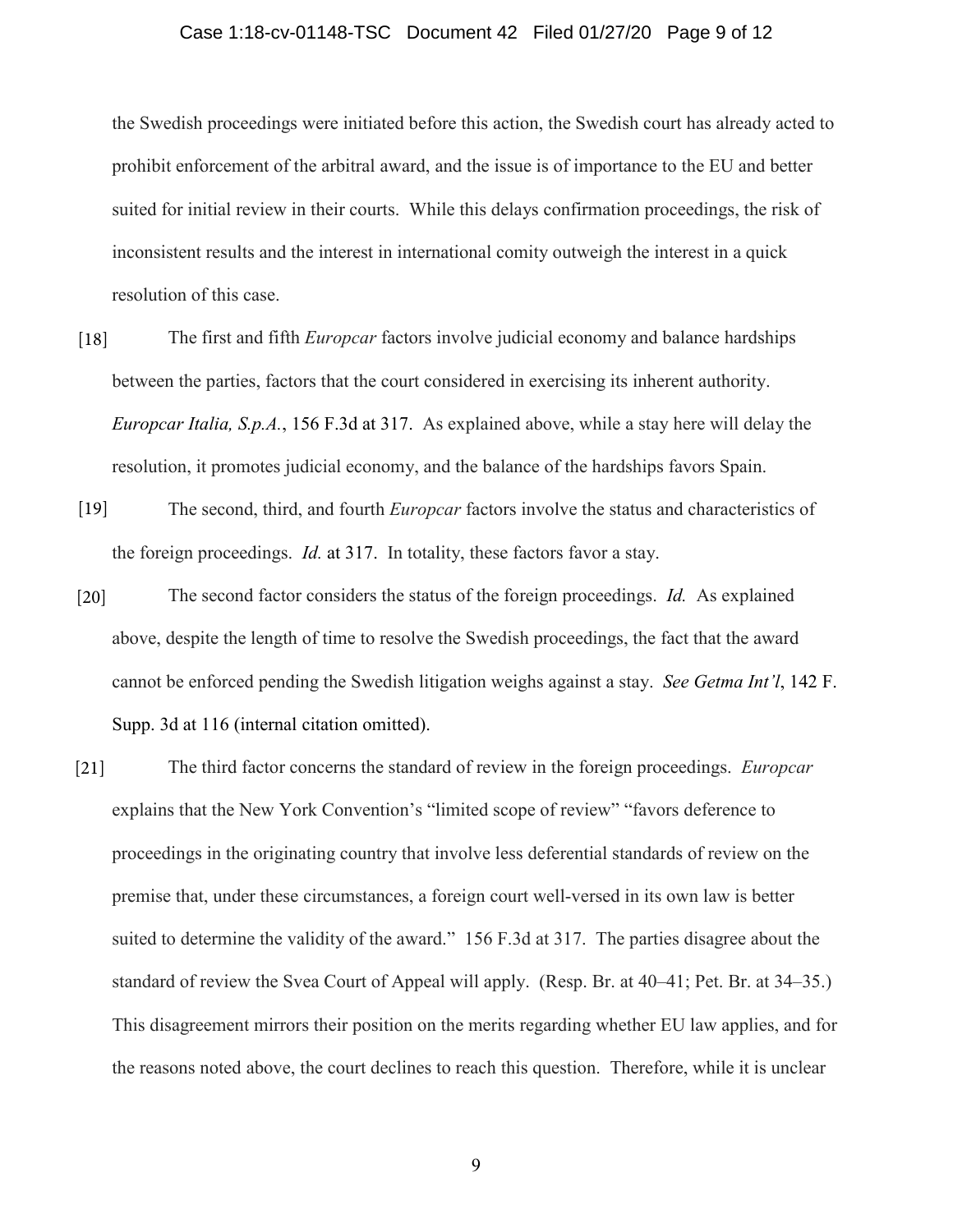the Swedish proceedings were initiated before this action, the Swedish court has already acted to prohibit enforcement of the arbitral award, and the issue is of importance to the EU and better suited for initial review in their courts. While this delays confirmation proceedings, the risk of inconsistent results and the interest in international comity outweigh the interest in a quick resolution of this case.

[18] The first and fifth *Europcar* factors involve judicial economy and balance hardships between the parties, factors that the court considered in exercising its inherent authority. *Europcar Italia, S.p.A.*, 156 F.3d at 317. As explained above, while a stay here will delay the resolution, it promotes judicial economy, and the balance of the hardships favors Spain.

[19] The second, third, and fourth *Europcar* factors involve the status and characteristics of the foreign proceedings. *Id.* at 317. In totality, these factors favor a stay.

[20] The second factor considers the status of the foreign proceedings. *Id.* As explained above, despite the length of time to resolve the Swedish proceedings, the fact that the award cannot be enforced pending the Swedish litigation weighs against a stay. *See Getma Int'l*, 142 F. Supp. 3d at 116 (internal citation omitted).

[21] The third factor concerns the standard of review in the foreign proceedings. *Europcar* explains that the New York Convention's "limited scope of review" "favors deference to proceedings in the originating country that involve less deferential standards of review on the premise that, under these circumstances, a foreign court well-versed in its own law is better suited to determine the validity of the award." 156 F.3d at 317. The parties disagree about the standard of review the Svea Court of Appeal will apply. (Resp. Br. at 40–41; Pet. Br. at 34–35.) This disagreement mirrors their position on the merits regarding whether EU law applies, and for the reasons noted above, the court declines to reach this question. Therefore, while it is unclear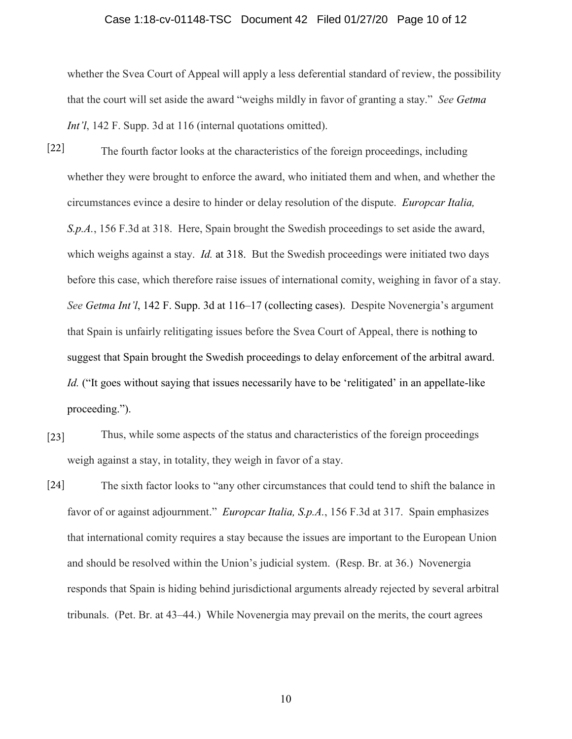whether the Svea Court of Appeal will apply a less deferential standard of review, the possibility that the court will set aside the award "weighs mildly in favor of granting a stay." *See Getma Int'l*, 142 F. Supp. 3d at 116 (internal quotations omitted).

[22] The fourth factor looks at the characteristics of the foreign proceedings, including whether they were brought to enforce the award, who initiated them and when, and whether the circumstances evince a desire to hinder or delay resolution of the dispute. *Europcar Italia, S.p.A.*, 156 F.3d at 318. Here, Spain brought the Swedish proceedings to set aside the award, which weighs against a stay. *Id.* at 318. But the Swedish proceedings were initiated two days before this case, which therefore raise issues of international comity, weighing in favor of a stay. *See Getma Int'l*, 142 F. Supp. 3d at 116–17 (collecting cases). Despite Novenergia's argument that Spain is unfairly relitigating issues before the Svea Court of Appeal, there is nothing to suggest that Spain brought the Swedish proceedings to delay enforcement of the arbitral award. *Id.* ("It goes without saying that issues necessarily have to be 'relitigated' in an appellate-like proceeding.").

[23] Thus, while some aspects of the status and characteristics of the foreign proceedings weigh against a stay, in totality, they weigh in favor of a stay.

[24] The sixth factor looks to "any other circumstances that could tend to shift the balance in favor of or against adjournment." *Europcar Italia, S.p.A.*, 156 F.3d at 317. Spain emphasizes that international comity requires a stay because the issues are important to the European Union and should be resolved within the Union's judicial system. (Resp. Br. at 36.) Novenergia responds that Spain is hiding behind jurisdictional arguments already rejected by several arbitral tribunals. (Pet. Br. at 43–44.) While Novenergia may prevail on the merits, the court agrees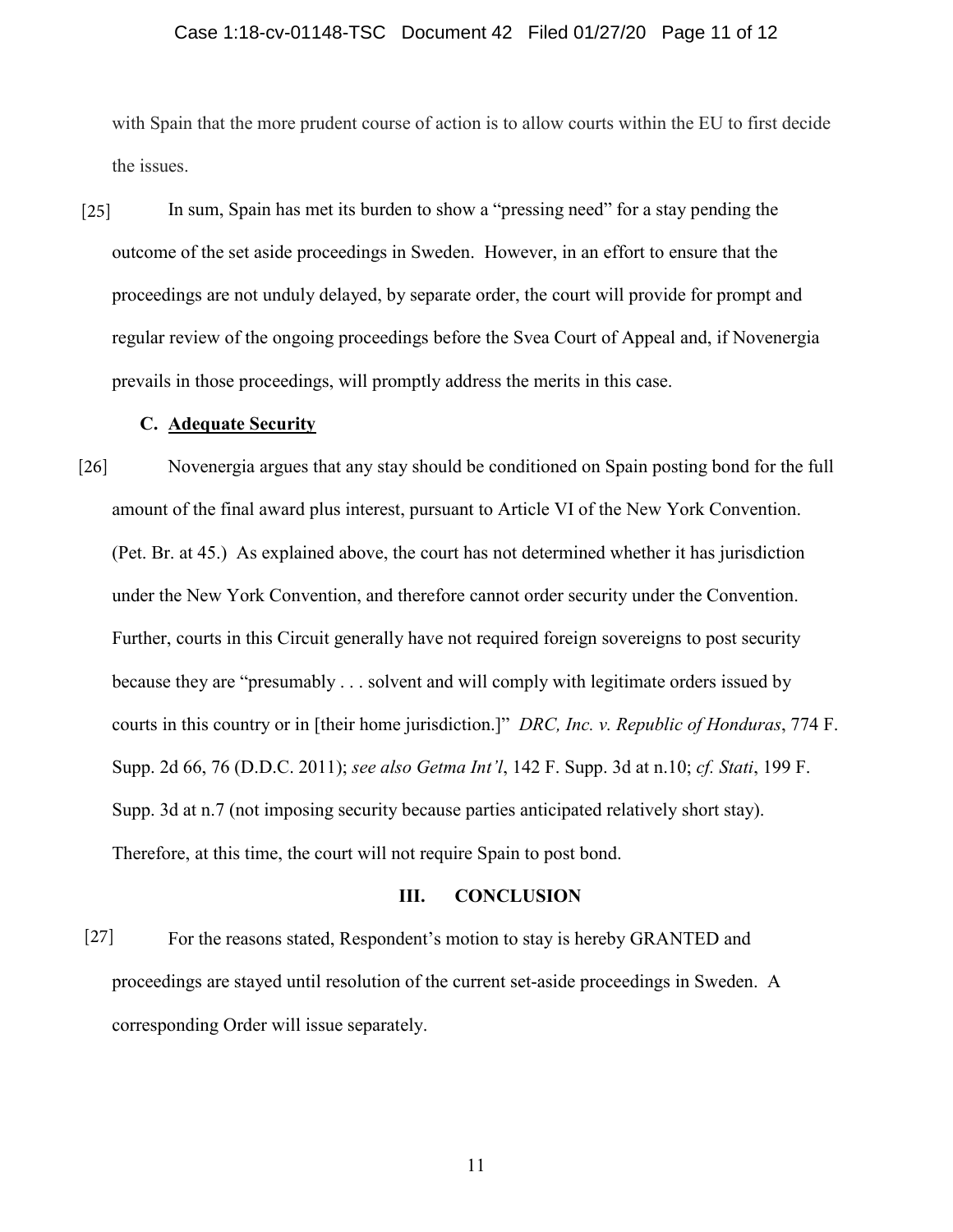with Spain that the more prudent course of action is to allow courts within the EU to first decide the issues.

[25] In sum, Spain has met its burden to show a "pressing need" for a stay pending the outcome of the set aside proceedings in Sweden. However, in an effort to ensure that the proceedings are not unduly delayed, by separate order, the court will provide for prompt and regular review of the ongoing proceedings before the Svea Court of Appeal and, if Novenergia prevails in those proceedings, will promptly address the merits in this case.

### C. Adequate Security

[26] Novenergia argues that any stay should be conditioned on Spain posting bond for the full amount of the final award plus interest, pursuant to Article VI of the New York Convention. (Pet. Br. at 45.) As explained above, the court has not determined whether it has jurisdiction under the New York Convention, and therefore cannot order security under the Convention. Further, courts in this Circuit generally have not required foreign sovereigns to post security because they are "presumably . . . solvent and will comply with legitimate orders issued by courts in this country or in [their home jurisdiction.]" *DRC, Inc. v. Republic of Honduras*, 774 F. Supp. 2d 66, 76 (D.D.C. 2011); *see also Getma Int'l*, 142 F. Supp. 3d at n.10; *cf. Stati*, 199 F. Supp. 3d at n.7 (not imposing security because parties anticipated relatively short stay). Therefore, at this time, the court will not require Spain to post bond.

## III. CONCLUSION

[27] For the reasons stated, Respondent's motion to stay is hereby GRANTED and proceedings are stayed until resolution of the current set-aside proceedings in Sweden. A corresponding Order will issue separately.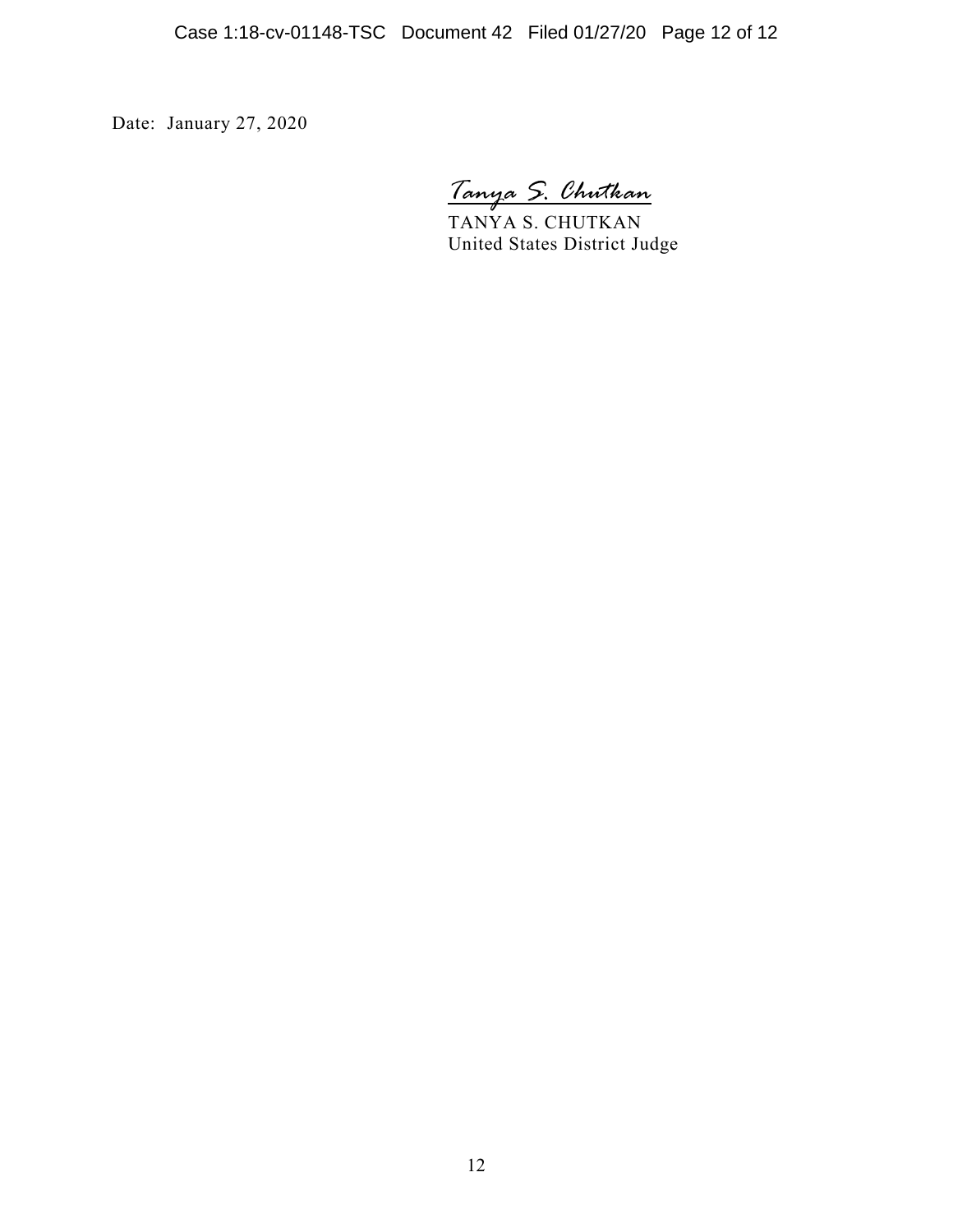Date: January 27, 2020

*Tanya S. Chutkan*
TANYA S. CHUTKAN
United States District Judge